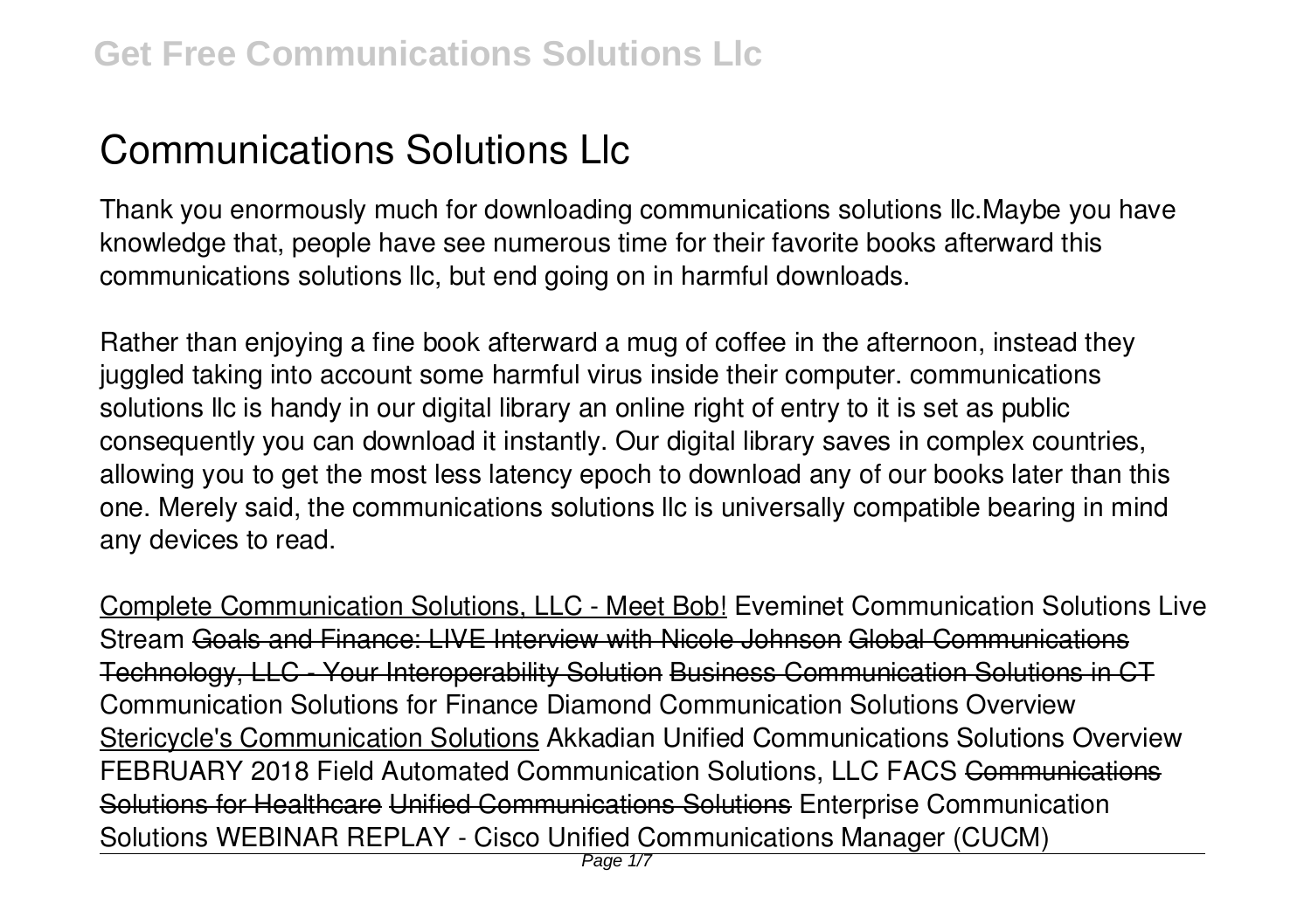# Communications Solutions Llc

Thank you enormously much for downloading communications solutions llc.Maybe you have knowledge that, people have see numerous time for their favorite books afterward this communications solutions llc, but end going on in harmful downloads.

Rather than enjoying a fine book afterward a mug of coffee in the afternoon, instead they juggled taking into account some harmful virus inside their computer. communications solutions llc is handy in our digital library an online right of entry to it is set as public consequently you can download it instantly. Our digital library saves in complex countries, allowing you to get the most less latency epoch to download any of our books later than this one. Merely said, the communications solutions llc is universally compatible bearing in mind any devices to read.

Complete Communication Solutions, LLC - Meet Bob! *Eveminet Communication Solutions Live Stream* Goals and Finance: LIVE Interview with Nicole Johnson Global Communications Technology, LLC - Your Interoperability Solution Business Communication Solutions in CT *Communication Solutions for Finance Diamond Communication Solutions Overview* Stericycle's Communication Solutions *Akkadian Unified Communications Solutions Overview* **FEBRUARY 2018 Field Automated Communication Solutions, LLC FACS** Communications Solutions for Healthcare Unified Communications Solutions *Enterprise Communication Solutions* **WEBINAR REPLAY - Cisco Unified Communications Manager (CUCM)**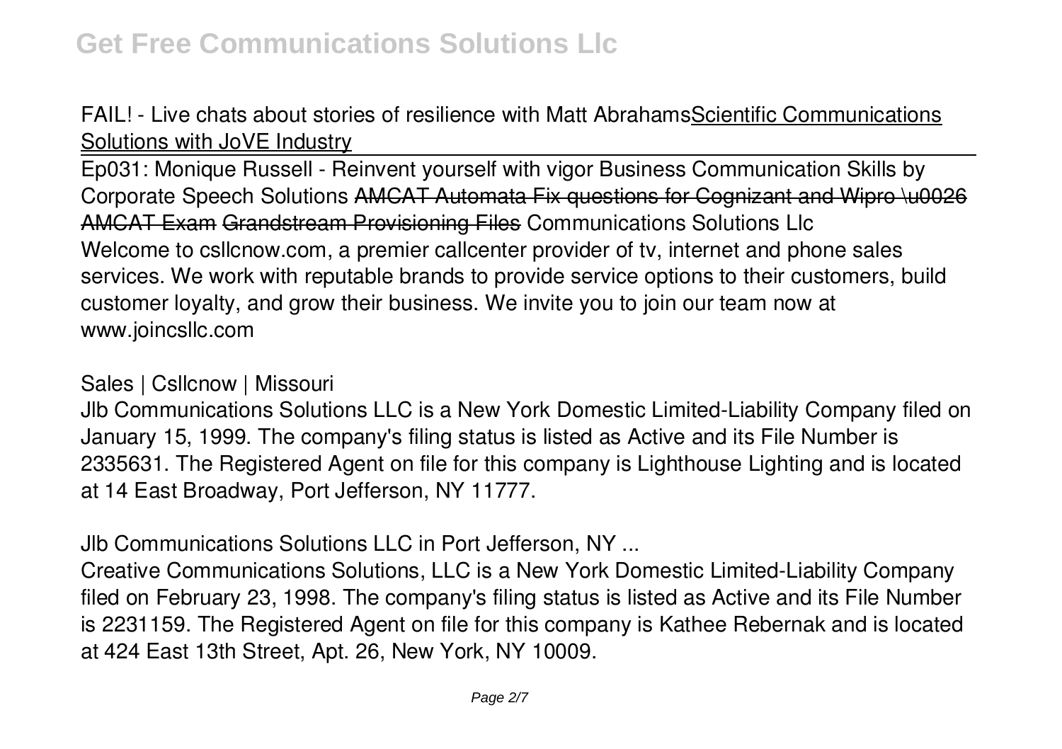FAIL! - Live chats about stories of resilience with Matt Abrahams Scientific Communications Solutions with JoVE Industry

Ep031: Monique Russell - Reinvent yourself with vigor Business Communication Skills by Corporate Speech Solutions ~~AMCAT Automata Fix questions for Cognizant and Wipro \u0026 AMCAT Exam~~ ~~Grandstream Provisioning Files~~ Communications Solutions Llc

Welcome to csllcnow.com, a premier callcenter provider of tv, internet and phone sales services. We work with reputable brands to provide service options to their customers, build customer loyalty, and grow their business. We invite you to join our team now at www.joincsllc.com

Sales | Csllcnow | Missouri

Jlb Communications Solutions LLC is a New York Domestic Limited-Liability Company filed on January 15, 1999. The company's filing status is listed as Active and its File Number is 2335631. The Registered Agent on file for this company is Lighthouse Lighting and is located at 14 East Broadway, Port Jefferson, NY 11777.

Jlb Communications Solutions LLC in Port Jefferson, NY ...

Creative Communications Solutions, LLC is a New York Domestic Limited-Liability Company filed on February 23, 1998. The company's filing status is listed as Active and its File Number is 2231159. The Registered Agent on file for this company is Kathee Rebernak and is located at 424 East 13th Street, Apt. 26, New York, NY 10009.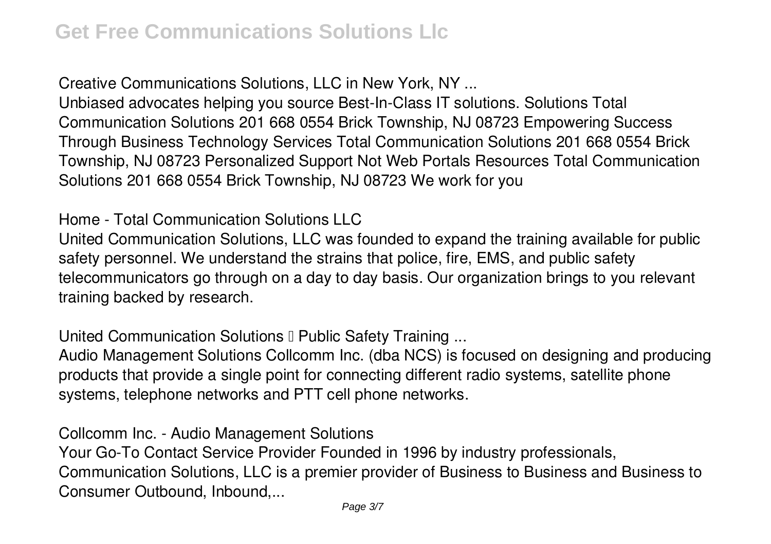**Creative Communications Solutions, LLC in New York, NY ...**

Unbiased advocates helping you source Best-In-Class IT solutions. Solutions Total Communication Solutions 201 668 0554 Brick Township, NJ 08723 Empowering Success Through Business Technology Services Total Communication Solutions 201 668 0554 Brick Township, NJ 08723 Personalized Support Not Web Portals Resources Total Communication Solutions 201 668 0554 Brick Township, NJ 08723 We work for you

**Home - Total Communication Solutions LLC**

United Communication Solutions, LLC was founded to expand the training available for public safety personnel. We understand the strains that police, fire, EMS, and public safety telecommunicators go through on a day to day basis. Our organization brings to you relevant training backed by research.

**United Communication Solutions – Public Safety Training ...**

Audio Management Solutions Collcomm Inc. (dba NCS) is focused on designing and producing products that provide a single point for connecting different radio systems, satellite phone systems, telephone networks and PTT cell phone networks.

**Collcomm Inc. - Audio Management Solutions**

Your Go-To Contact Service Provider Founded in 1996 by industry professionals, Communication Solutions, LLC is a premier provider of Business to Business and Business to Consumer Outbound, Inbound,...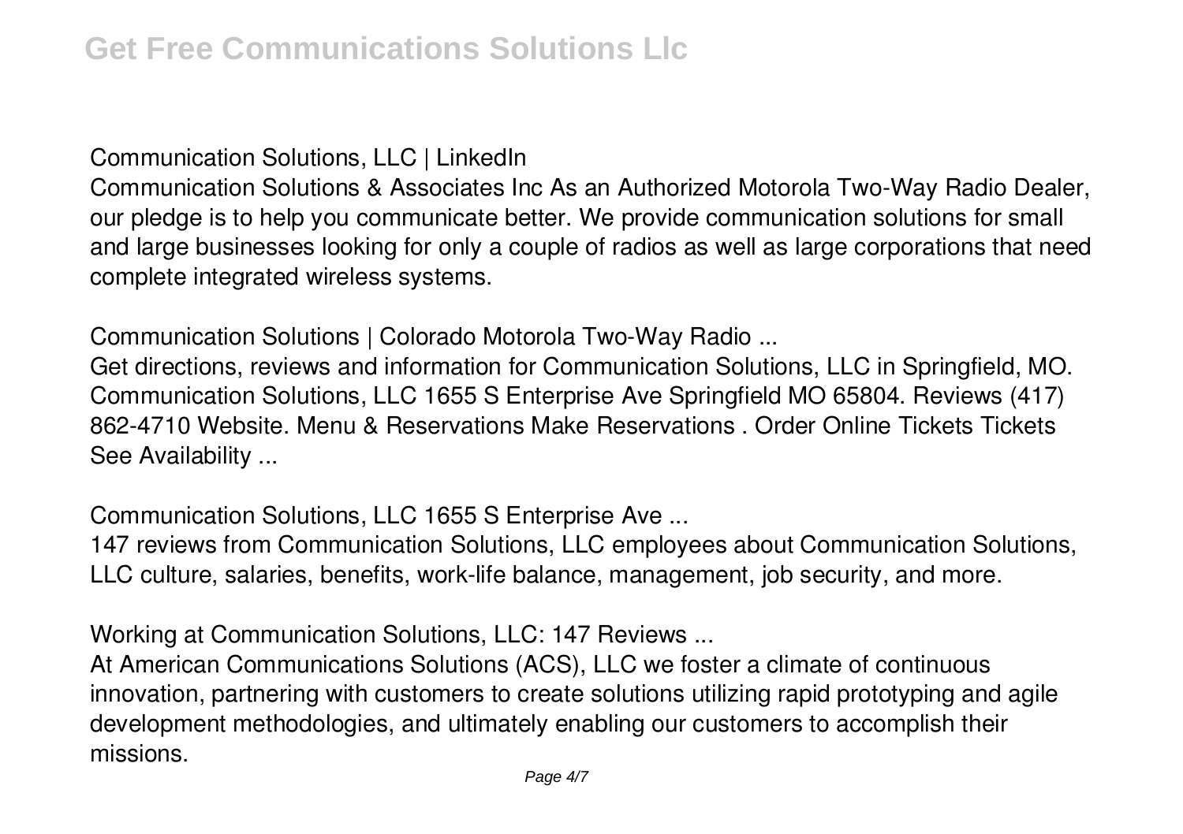**Communication Solutions, LLC | LinkedIn**

Communication Solutions & Associates Inc As an Authorized Motorola Two-Way Radio Dealer, our pledge is to help you communicate better. We provide communication solutions for small and large businesses looking for only a couple of radios as well as large corporations that need complete integrated wireless systems.

**Communication Solutions | Colorado Motorola Two-Way Radio ...**

Get directions, reviews and information for Communication Solutions, LLC in Springfield, MO. Communication Solutions, LLC 1655 S Enterprise Ave Springfield MO 65804. Reviews (417) 862-4710 Website. Menu & Reservations Make Reservations . Order Online Tickets Tickets See Availability ...

**Communication Solutions, LLC 1655 S Enterprise Ave ...**

147 reviews from Communication Solutions, LLC employees about Communication Solutions, LLC culture, salaries, benefits, work-life balance, management, job security, and more.

**Working at Communication Solutions, LLC: 147 Reviews ...**

At American Communications Solutions (ACS), LLC we foster a climate of continuous innovation, partnering with customers to create solutions utilizing rapid prototyping and agile development methodologies, and ultimately enabling our customers to accomplish their missions.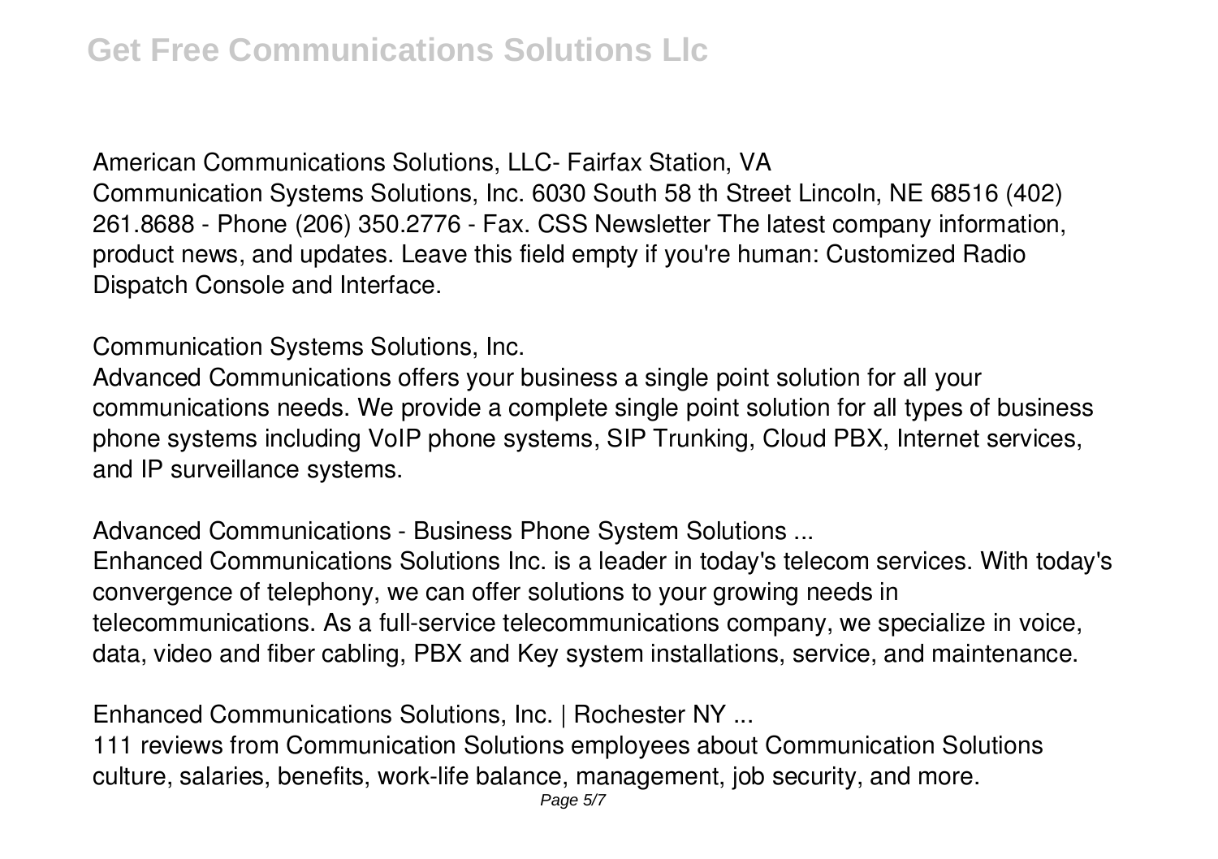**American Communications Solutions, LLC- Fairfax Station, VA**

Communication Systems Solutions, Inc. 6030 South 58 th Street Lincoln, NE 68516 (402) 261.8688 - Phone (206) 350.2776 - Fax. CSS Newsletter The latest company information, product news, and updates. Leave this field empty if you're human: Customized Radio Dispatch Console and Interface.

**Communication Systems Solutions, Inc.**

Advanced Communications offers your business a single point solution for all your communications needs. We provide a complete single point solution for all types of business phone systems including VoIP phone systems, SIP Trunking, Cloud PBX, Internet services, and IP surveillance systems.

**Advanced Communications - Business Phone System Solutions ...**

Enhanced Communications Solutions Inc. is a leader in today's telecom services. With today's convergence of telephony, we can offer solutions to your growing needs in telecommunications. As a full-service telecommunications company, we specialize in voice, data, video and fiber cabling, PBX and Key system installations, service, and maintenance.

**Enhanced Communications Solutions, Inc. | Rochester NY ...**

111 reviews from Communication Solutions employees about Communication Solutions culture, salaries, benefits, work-life balance, management, job security, and more.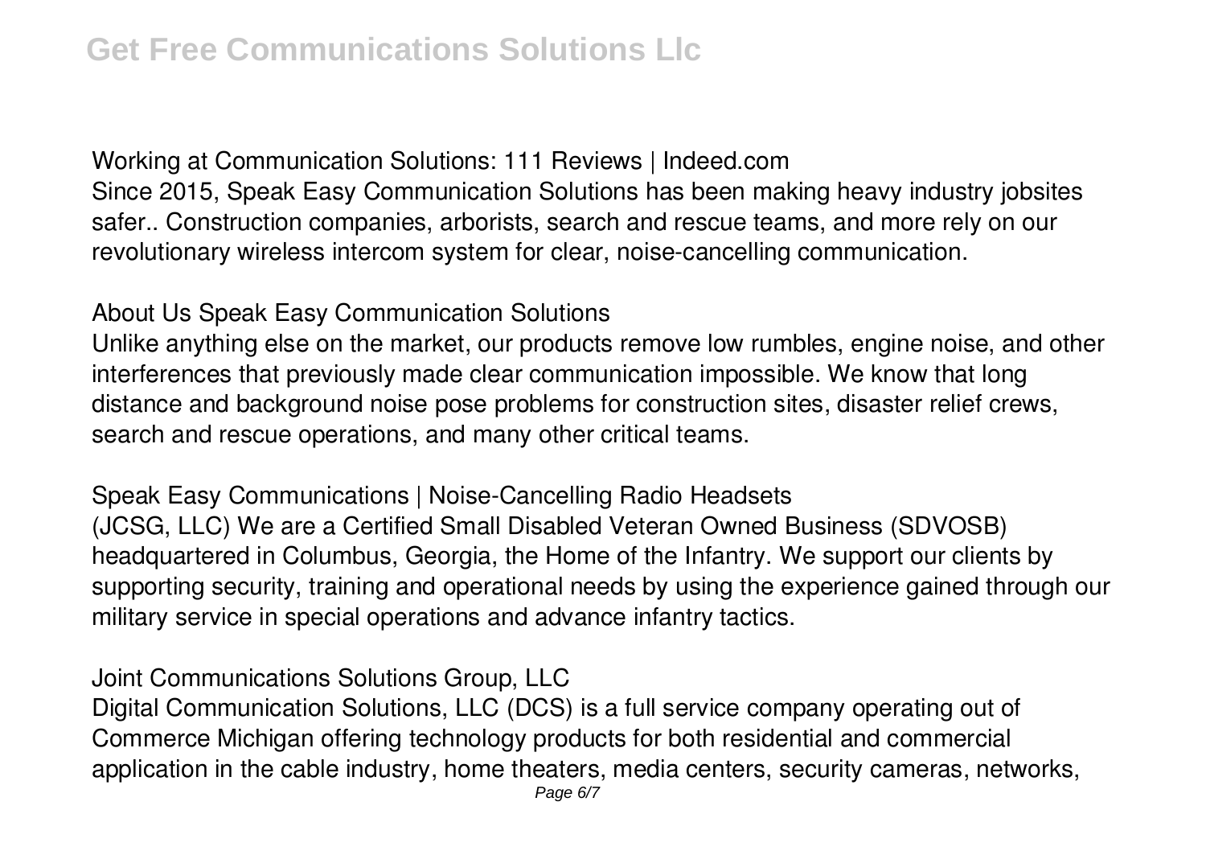Working at Communication Solutions: 111 Reviews | Indeed.com

Since 2015, Speak Easy Communication Solutions has been making heavy industry jobsites safer.. Construction companies, arborists, search and rescue teams, and more rely on our revolutionary wireless intercom system for clear, noise-cancelling communication.

About Us Speak Easy Communication Solutions

Unlike anything else on the market, our products remove low rumbles, engine noise, and other interferences that previously made clear communication impossible. We know that long distance and background noise pose problems for construction sites, disaster relief crews, search and rescue operations, and many other critical teams.

Speak Easy Communications | Noise-Cancelling Radio Headsets

(JCSG, LLC) We are a Certified Small Disabled Veteran Owned Business (SDVOSB) headquartered in Columbus, Georgia, the Home of the Infantry. We support our clients by supporting security, training and operational needs by using the experience gained through our military service in special operations and advance infantry tactics.

Joint Communications Solutions Group, LLC

Digital Communication Solutions, LLC (DCS) is a full service company operating out of Commerce Michigan offering technology products for both residential and commercial application in the cable industry, home theaters, media centers, security cameras, networks,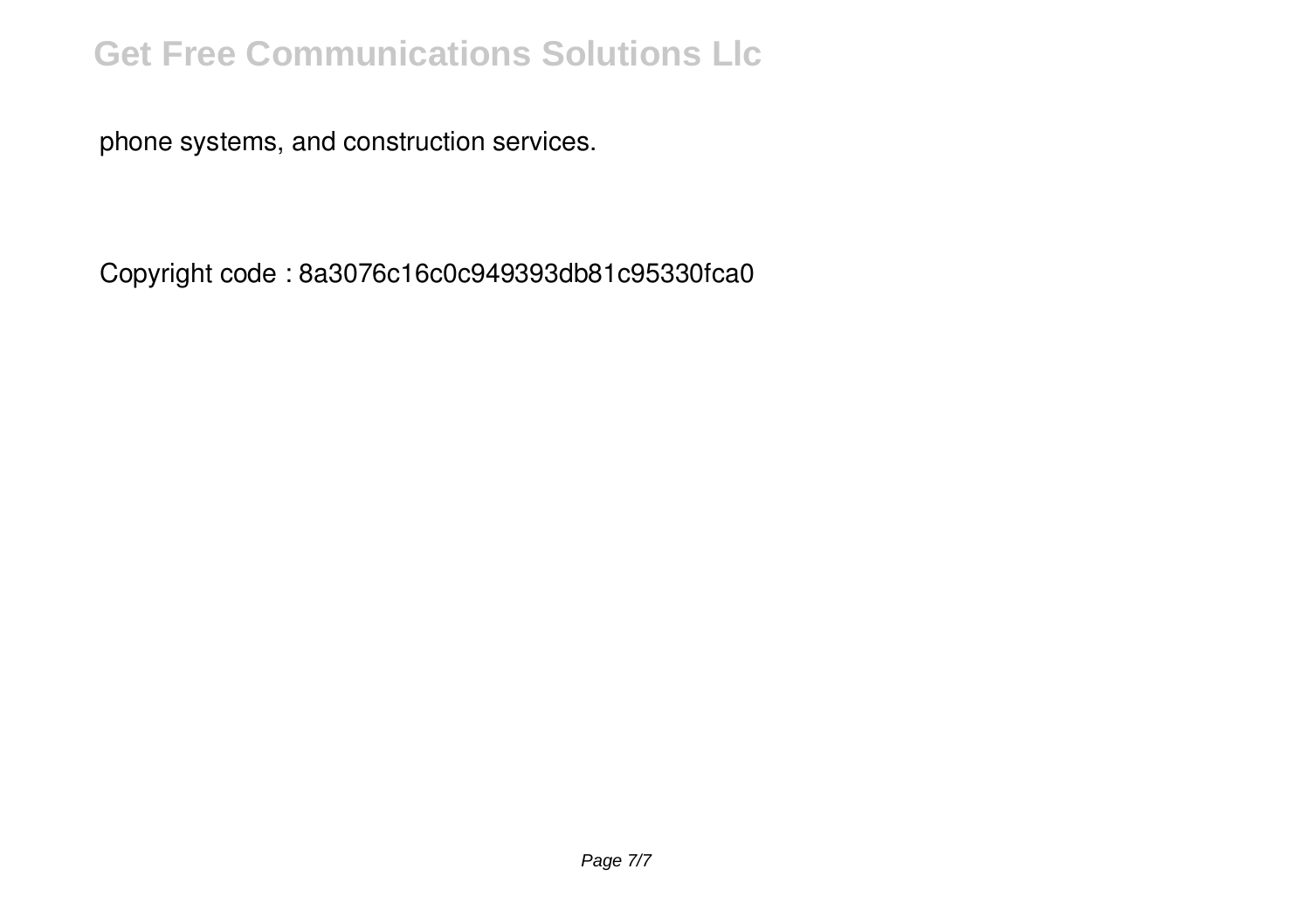phone systems, and construction services.

Copyright code : 8a3076c16c0c949393db81c95330fca0